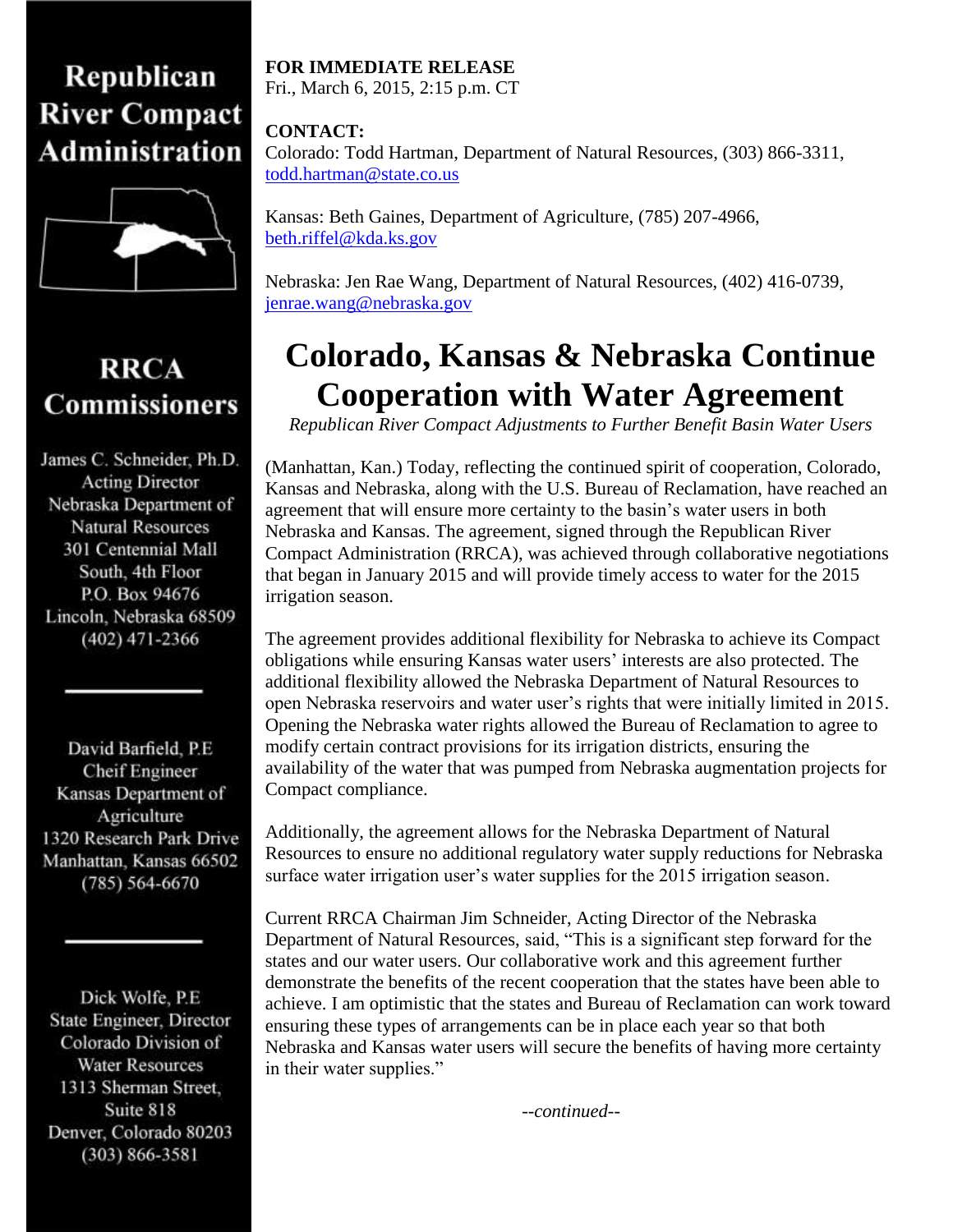# Republican River Compact Administration

## RRCA Commissioners

James C. Schneider, Ph.D.
Acting Director
Nebraska Department of Natural Resources
301 Centennial Mall South, 4th Floor
P.O. Box 94676
Lincoln, Nebraska 68509
(402) 471-2366

David Barfield, P.E
Cheif Engineer
Kansas Department of Agriculture
1320 Research Park Drive
Manhattan, Kansas 66502
(785) 564-6670

Dick Wolfe, P.E
State Engineer, Director
Colorado Division of Water Resources
1313 Sherman Street, Suite 818
Denver, Colorado 80203
(303) 866-3581

**FOR IMMEDIATE RELEASE**
Fri., March 6, 2015, 2:15 p.m. CT

**CONTACT:**
Colorado: Todd Hartman, Department of Natural Resources, (303) 866-3311, todd.hartman@state.co.us

Kansas: Beth Gaines, Department of Agriculture, (785) 207-4966, beth.riffel@kda.ks.gov

Nebraska: Jen Rae Wang, Department of Natural Resources, (402) 416-0739, jenrae.wang@nebraska.gov

# Colorado, Kansas & Nebraska Continue Cooperation with Water Agreement

*Republican River Compact Adjustments to Further Benefit Basin Water Users*

(Manhattan, Kan.) Today, reflecting the continued spirit of cooperation, Colorado, Kansas and Nebraska, along with the U.S. Bureau of Reclamation, have reached an agreement that will ensure more certainty to the basin's water users in both Nebraska and Kansas. The agreement, signed through the Republican River Compact Administration (RRCA), was achieved through collaborative negotiations that began in January 2015 and will provide timely access to water for the 2015 irrigation season.

The agreement provides additional flexibility for Nebraska to achieve its Compact obligations while ensuring Kansas water users' interests are also protected. The additional flexibility allowed the Nebraska Department of Natural Resources to open Nebraska reservoirs and water user's rights that were initially limited in 2015. Opening the Nebraska water rights allowed the Bureau of Reclamation to agree to modify certain contract provisions for its irrigation districts, ensuring the availability of the water that was pumped from Nebraska augmentation projects for Compact compliance.

Additionally, the agreement allows for the Nebraska Department of Natural Resources to ensure no additional regulatory water supply reductions for Nebraska surface water irrigation user's water supplies for the 2015 irrigation season.

Current RRCA Chairman Jim Schneider, Acting Director of the Nebraska Department of Natural Resources, said, "This is a significant step forward for the states and our water users. Our collaborative work and this agreement further demonstrate the benefits of the recent cooperation that the states have been able to achieve. I am optimistic that the states and Bureau of Reclamation can work toward ensuring these types of arrangements can be in place each year so that both Nebraska and Kansas water users will secure the benefits of having more certainty in their water supplies."

*--continued--*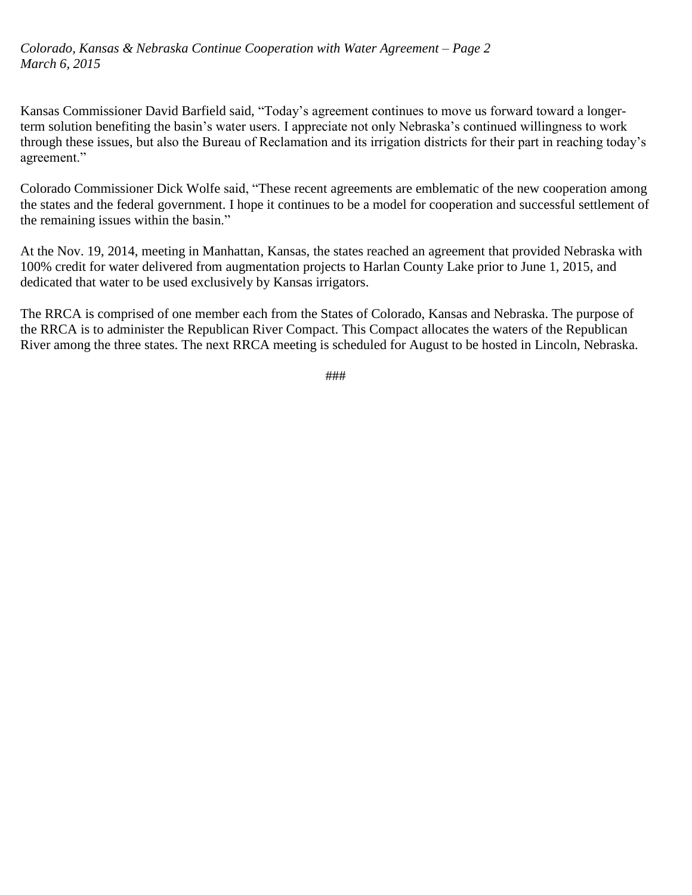Kansas Commissioner David Barfield said, “Today’s agreement continues to move us forward toward a longer-term solution benefiting the basin’s water users. I appreciate not only Nebraska’s continued willingness to work through these issues, but also the Bureau of Reclamation and its irrigation districts for their part in reaching today’s agreement.”

Colorado Commissioner Dick Wolfe said, “These recent agreements are emblematic of the new cooperation among the states and the federal government. I hope it continues to be a model for cooperation and successful settlement of the remaining issues within the basin.”

At the Nov. 19, 2014, meeting in Manhattan, Kansas, the states reached an agreement that provided Nebraska with 100% credit for water delivered from augmentation projects to Harlan County Lake prior to June 1, 2015, and dedicated that water to be used exclusively by Kansas irrigators.

The RRCA is comprised of one member each from the States of Colorado, Kansas and Nebraska. The purpose of the RRCA is to administer the Republican River Compact. This Compact allocates the waters of the Republican River among the three states. The next RRCA meeting is scheduled for August to be hosted in Lincoln, Nebraska.

###